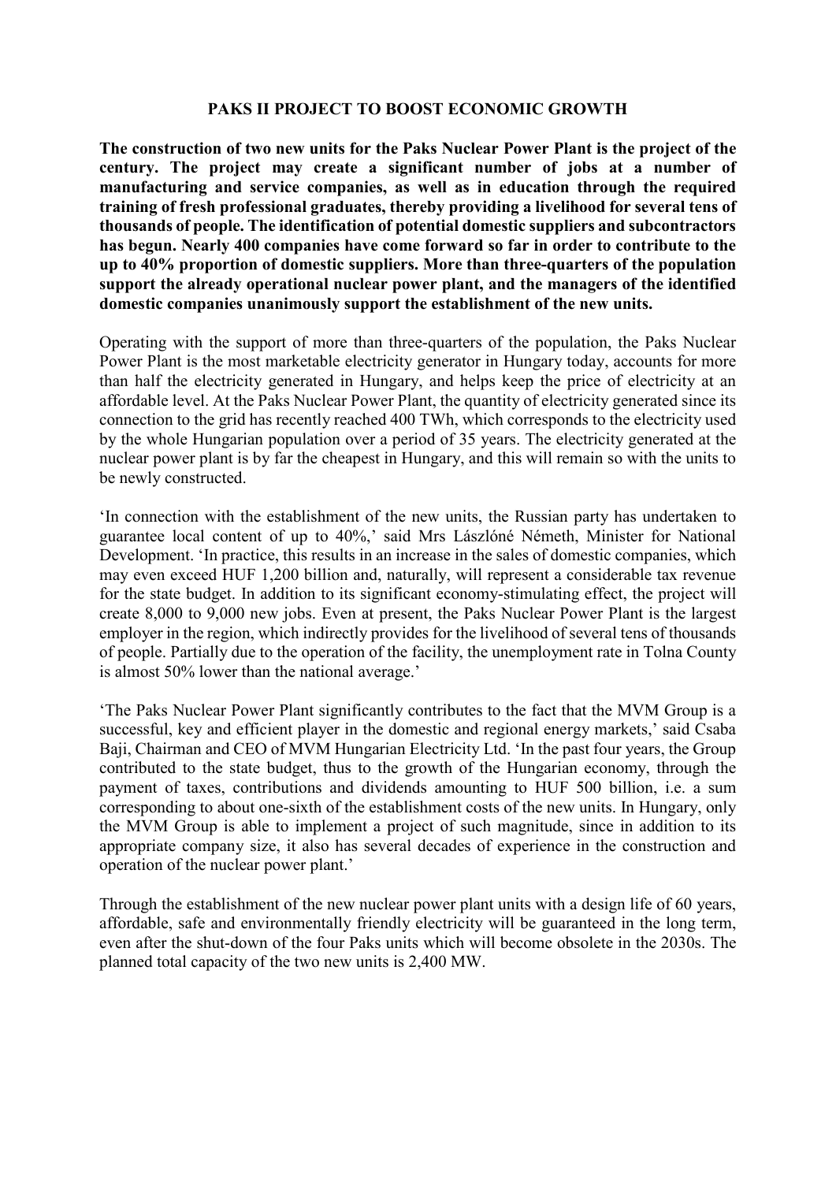# PAKS II PROJECT TO BOOST ECONOMIC GROWTH

**The construction of two new units for the Paks Nuclear Power Plant is the project of the century. The project may create a significant number of jobs at a number of manufacturing and service companies, as well as in education through the required training of fresh professional graduates, thereby providing a livelihood for several tens of thousands of people. The identification of potential domestic suppliers and subcontractors has begun. Nearly 400 companies have come forward so far in order to contribute to the up to 40% proportion of domestic suppliers. More than three-quarters of the population support the already operational nuclear power plant, and the managers of the identified domestic companies unanimously support the establishment of the new units.**

Operating with the support of more than three-quarters of the population, the Paks Nuclear Power Plant is the most marketable electricity generator in Hungary today, accounts for more than half the electricity generated in Hungary, and helps keep the price of electricity at an affordable level. At the Paks Nuclear Power Plant, the quantity of electricity generated since its connection to the grid has recently reached 400 TWh, which corresponds to the electricity used by the whole Hungarian population over a period of 35 years. The electricity generated at the nuclear power plant is by far the cheapest in Hungary, and this will remain so with the units to be newly constructed.

'In connection with the establishment of the new units, the Russian party has undertaken to guarantee local content of up to 40%,' said Mrs Lászlóné Németh, Minister for National Development. 'In practice, this results in an increase in the sales of domestic companies, which may even exceed HUF 1,200 billion and, naturally, will represent a considerable tax revenue for the state budget. In addition to its significant economy-stimulating effect, the project will create 8,000 to 9,000 new jobs. Even at present, the Paks Nuclear Power Plant is the largest employer in the region, which indirectly provides for the livelihood of several tens of thousands of people. Partially due to the operation of the facility, the unemployment rate in Tolna County is almost 50% lower than the national average.'

'The Paks Nuclear Power Plant significantly contributes to the fact that the MVM Group is a successful, key and efficient player in the domestic and regional energy markets,' said Csaba Baji, Chairman and CEO of MVM Hungarian Electricity Ltd. 'In the past four years, the Group contributed to the state budget, thus to the growth of the Hungarian economy, through the payment of taxes, contributions and dividends amounting to HUF 500 billion, i.e. a sum corresponding to about one-sixth of the establishment costs of the new units. In Hungary, only the MVM Group is able to implement a project of such magnitude, since in addition to its appropriate company size, it also has several decades of experience in the construction and operation of the nuclear power plant.'

Through the establishment of the new nuclear power plant units with a design life of 60 years, affordable, safe and environmentally friendly electricity will be guaranteed in the long term, even after the shut-down of the four Paks units which will become obsolete in the 2030s. The planned total capacity of the two new units is 2,400 MW.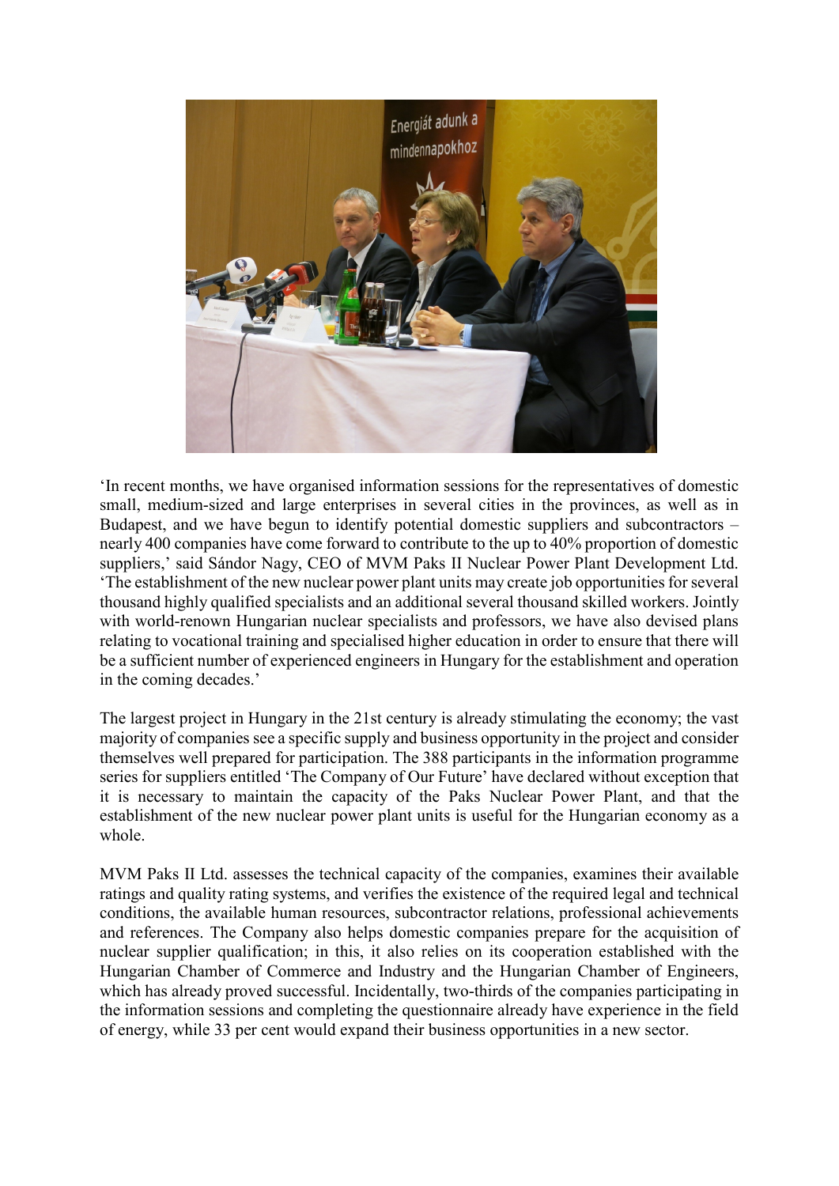‘In recent months, we have organised information sessions for the representatives of domestic small, medium-sized and large enterprises in several cities in the provinces, as well as in Budapest, and we have begun to identify potential domestic suppliers and subcontractors – nearly 400 companies have come forward to contribute to the up to 40% proportion of domestic suppliers,’ said Sándor Nagy, CEO of MVM Paks II Nuclear Power Plant Development Ltd. ‘The establishment of the new nuclear power plant units may create job opportunities for several thousand highly qualified specialists and an additional several thousand skilled workers. Jointly with world-renown Hungarian nuclear specialists and professors, we have also devised plans relating to vocational training and specialised higher education in order to ensure that there will be a sufficient number of experienced engineers in Hungary for the establishment and operation in the coming decades.’

The largest project in Hungary in the 21st century is already stimulating the economy; the vast majority of companies see a specific supply and business opportunity in the project and consider themselves well prepared for participation. The 388 participants in the information programme series for suppliers entitled ‘The Company of Our Future’ have declared without exception that it is necessary to maintain the capacity of the Paks Nuclear Power Plant, and that the establishment of the new nuclear power plant units is useful for the Hungarian economy as a whole.

MVM Paks II Ltd. assesses the technical capacity of the companies, examines their available ratings and quality rating systems, and verifies the existence of the required legal and technical conditions, the available human resources, subcontractor relations, professional achievements and references. The Company also helps domestic companies prepare for the acquisition of nuclear supplier qualification; in this, it also relies on its cooperation established with the Hungarian Chamber of Commerce and Industry and the Hungarian Chamber of Engineers, which has already proved successful. Incidentally, two-thirds of the companies participating in the information sessions and completing the questionnaire already have experience in the field of energy, while 33 per cent would expand their business opportunities in a new sector.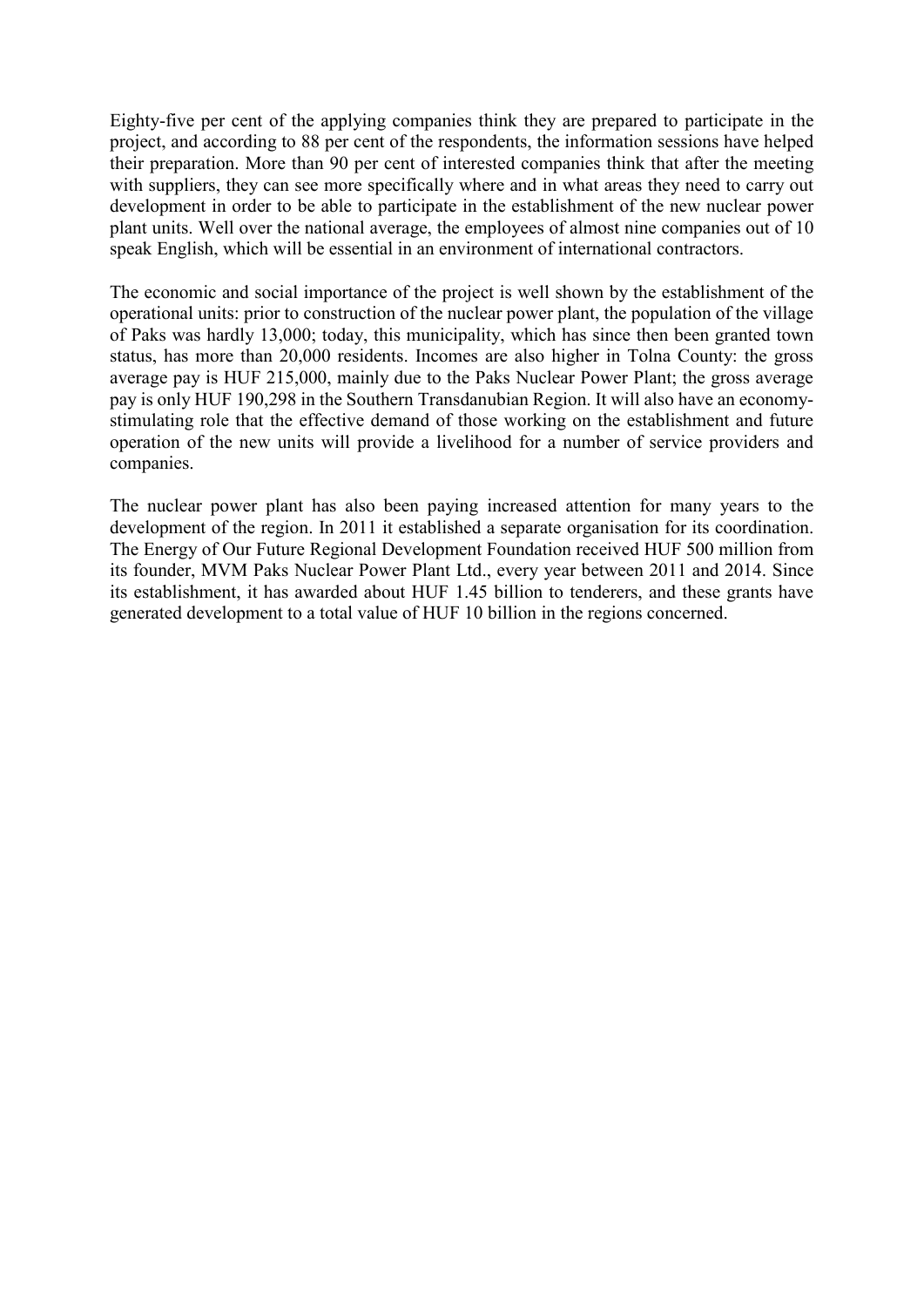Eighty-five per cent of the applying companies think they are prepared to participate in the project, and according to 88 per cent of the respondents, the information sessions have helped their preparation. More than 90 per cent of interested companies think that after the meeting with suppliers, they can see more specifically where and in what areas they need to carry out development in order to be able to participate in the establishment of the new nuclear power plant units. Well over the national average, the employees of almost nine companies out of 10 speak English, which will be essential in an environment of international contractors.

The economic and social importance of the project is well shown by the establishment of the operational units: prior to construction of the nuclear power plant, the population of the village of Paks was hardly 13,000; today, this municipality, which has since then been granted town status, has more than 20,000 residents. Incomes are also higher in Tolna County: the gross average pay is HUF 215,000, mainly due to the Paks Nuclear Power Plant; the gross average pay is only HUF 190,298 in the Southern Transdanubian Region. It will also have an economy-stimulating role that the effective demand of those working on the establishment and future operation of the new units will provide a livelihood for a number of service providers and companies.

The nuclear power plant has also been paying increased attention for many years to the development of the region. In 2011 it established a separate organisation for its coordination. The Energy of Our Future Regional Development Foundation received HUF 500 million from its founder, MVM Paks Nuclear Power Plant Ltd., every year between 2011 and 2014. Since its establishment, it has awarded about HUF 1.45 billion to tenderers, and these grants have generated development to a total value of HUF 10 billion in the regions concerned.